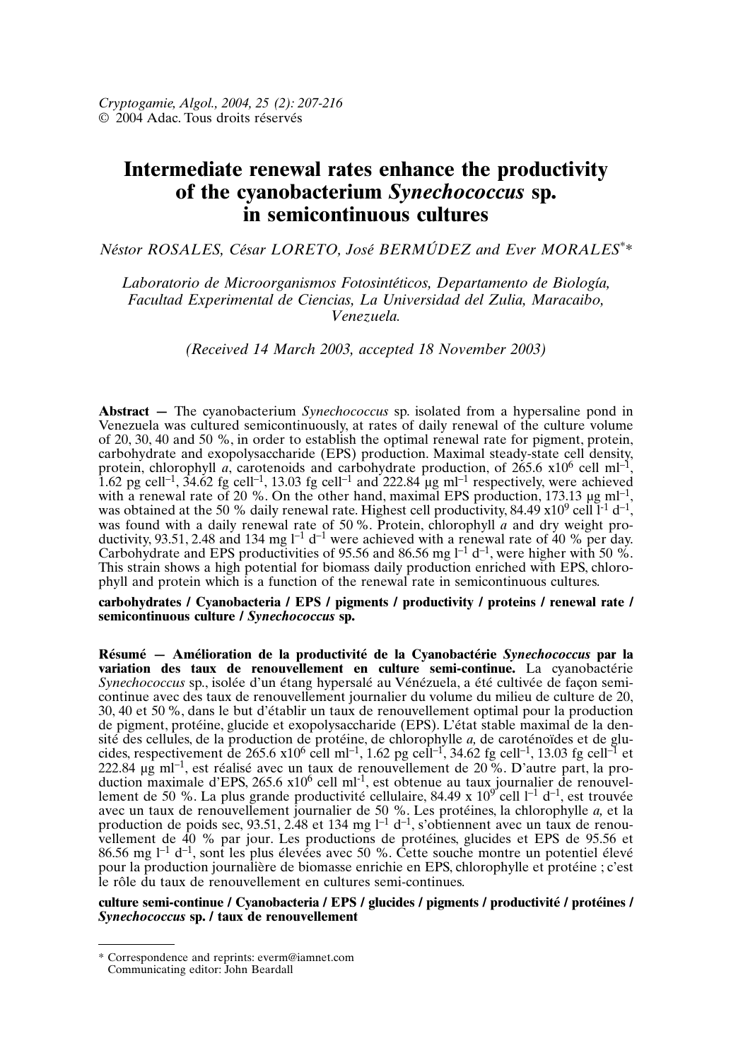# Intermediate renewal rates enhance the productivity of the cyanobacterium *Synechococcus* sp. in semicontinuous cultures

*Néstor ROSALES, César LORETO, José BERMÚDEZ and Ever MORALES*[*]

*Laboratorio de Microorganismos Fotosintéticos, Departamento de Biología, Facultad Experimental de Ciencias, La Universidad del Zulia, Maracaibo, Venezuela.*

*(Received 14 March 2003, accepted 18 November 2003)*

**Abstract —** The cyanobacterium *Synechococcus* sp. isolated from a hypersaline pond in Venezuela was cultured semicontinuously, at rates of daily renewal of the culture volume of 20, 30, 40 and 50 %, in order to establish the optimal renewal rate for pigment, protein, carbohydrate and exopolysaccharide (EPS) production. Maximal steady-state cell density, protein, chlorophyll *a*, carotenoids and carbohydrate production, of 265.6 x$10^6$ cell ml$^{-1}$, 1.62 pg cell$^{-1}$, 34.62 fg cell$^{-1}$, 13.03 fg cell$^{-1}$ and 222.84 µg ml$^{-1}$ respectively, were achieved with a renewal rate of 20 %. On the other hand, maximal EPS production, 173.13 µg ml$^{-1}$, was obtained at the 50 % daily renewal rate. Highest cell productivity, 84.49 x$10^9$ cell l$^{-1}$ d$^{-1}$, was found with a daily renewal rate of 50 %. Protein, chlorophyll *a* and dry weight productivity, 93.51, 2.48 and 134 mg l$^{-1}$ d$^{-1}$ were achieved with a renewal rate of 40 % per day. Carbohydrate and EPS productivities of 95.56 and 86.56 mg l$^{-1}$ d$^{-1}$, were higher with 50 %. This strain shows a high potential for biomass daily production enriched with EPS, chlorophyll and protein which is a function of the renewal rate in semicontinuous cultures.

**carbohydrates / Cyanobacteria / EPS / pigments / productivity / proteins / renewal rate / semicontinuous culture / *Synechococcus* sp.**

**Résumé — Amélioration de la productivité de la Cyanobactérie *Synechococcus* par la variation des taux de renouvellement en culture semi-continue.** La cyanobactérie *Synechococcus* sp., isolée d'un étang hypersalé au Vénézuela, a été cultivée de façon semi-continue avec des taux de renouvellement journalier du volume du milieu de culture de 20, 30, 40 et 50 %, dans le but d'établir un taux de renouvellement optimal pour la production de pigment, protéine, glucide et exopolysaccharide (EPS). L'état stable maximal de la densité des cellules, de la production de protéine, de chlorophylle *a*, de caroténoïdes et de glucides, respectivement de 265.6 x$10^6$ cell ml$^{-1}$, 1.62 pg cell$^{-1}$, 34.62 fg cell$^{-1}$, 13.03 fg cell$^{-1}$ et 222.84 µg ml$^{-1}$, est réalisé avec un taux de renouvellement de 20 %. D'autre part, la production maximale d'EPS, 265.6 x$10^6$ cell ml$^{-1}$, est obtenue au taux journalier de renouvellement de 50 %. La plus grande productivité cellulaire, 84.49 x $10^9$ cell l$^{-1}$ d$^{-1}$, est trouvée avec un taux de renouvellement journalier de 50 %. Les protéines, la chlorophylle *a,* et la production de poids sec, 93.51, 2.48 et 134 mg l$^{-1}$ d$^{-1}$, s'obtiennent avec un taux de renouvellement de 40 % par jour. Les productions de protéines, glucides et EPS de 95.56 et 86.56 mg l$^{-1}$ d$^{-1}$, sont les plus élevées avec 50 %. Cette souche montre un potentiel élevé pour la production journalière de biomasse enrichie en EPS, chlorophylle et protéine ; c'est le rôle du taux de renouvellement en cultures semi-continues.

**culture semi-continue / Cyanobacteria / EPS / glucides / pigments / productivité / protéines / *Synechococcus* sp. / taux de renouvellement**

---

[*] Correspondence and reprints: everm@iamnet.com
Communicating editor: John Beardall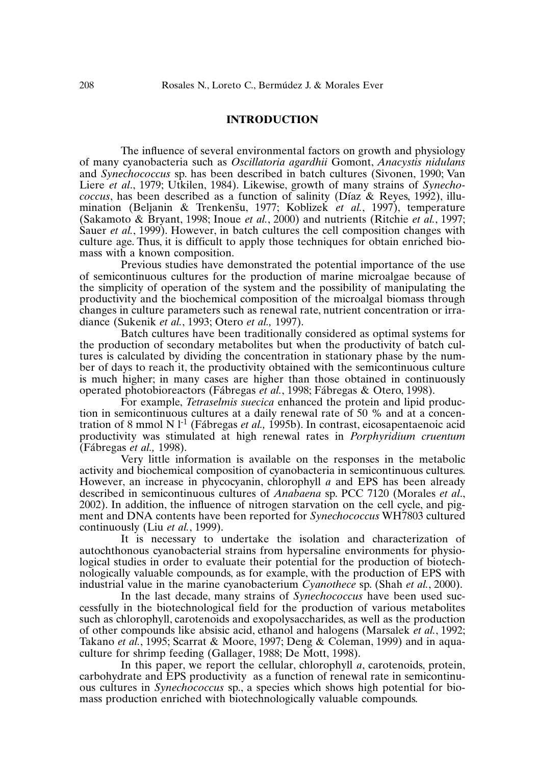## INTRODUCTION

The influence of several environmental factors on growth and physiology of many cyanobacteria such as *Oscillatoria agardhii* Gomont, *Anacystis nidulans* and *Synechococcus* sp. has been described in batch cultures (Sivonen, 1990; Van Liere *et al*., 1979; Utkilen, 1984). Likewise, growth of many strains of *Synechococcus*, has been described as a function of salinity (Díaz & Reyes, 1992), illumination (Beljanin & Trenkenšu, 1977; Koblizek *et al.*, 1997), temperature (Sakamoto & Bryant, 1998; Inoue *et al.*, 2000) and nutrients (Ritchie *et al.*, 1997; Sauer *et al.*, 1999). However, in batch cultures the cell composition changes with culture age. Thus, it is difficult to apply those techniques for obtain enriched biomass with a known composition.

Previous studies have demonstrated the potential importance of the use of semicontinuous cultures for the production of marine microalgae because of the simplicity of operation of the system and the possibility of manipulating the productivity and the biochemical composition of the microalgal biomass through changes in culture parameters such as renewal rate, nutrient concentration or irradiance (Sukenik *et al.*, 1993; Otero *et al.,* 1997).

Batch cultures have been traditionally considered as optimal systems for the production of secondary metabolites but when the productivity of batch cultures is calculated by dividing the concentration in stationary phase by the number of days to reach it, the productivity obtained with the semicontinuous culture is much higher; in many cases are higher than those obtained in continuously operated photobioreactors (Fábregas *et al.*, 1998; Fábregas & Otero, 1998).

For example, *Tetraselmis suecica* enhanced the protein and lipid production in semicontinuous cultures at a daily renewal rate of 50 % and at a concentration of 8 mmol N $l^{-1}$ (Fábregas *et al.,* 1995b). In contrast, eicosapentaenoic acid productivity was stimulated at high renewal rates in *Porphyridium cruentum* (Fábregas *et al.,* 1998).

Very little information is available on the responses in the metabolic activity and biochemical composition of cyanobacteria in semicontinuous cultures. However, an increase in phycocyanin, chlorophyll *a* and EPS has been already described in semicontinuous cultures of *Anabaena* sp. PCC 7120 (Morales *et al*., 2002). In addition, the influence of nitrogen starvation on the cell cycle, and pigment and DNA contents have been reported for *Synechococcus* WH7803 cultured continuously (Liu *et al.*, 1999).

It is necessary to undertake the isolation and characterization of autochthonous cyanobacterial strains from hypersaline environments for physiological studies in order to evaluate their potential for the production of biotechnologically valuable compounds, as for example, with the production of EPS with industrial value in the marine cyanobacterium *Cyanothece* sp. (Shah *et al.*, 2000).

In the last decade, many strains of *Synechococcus* have been used successfully in the biotechnological field for the production of various metabolites such as chlorophyll, carotenoids and exopolysaccharides, as well as the production of other compounds like absisic acid, ethanol and halogens (Marsalek *et al.*, 1992; Takano *et al.*, 1995; Scarrat & Moore, 1997; Deng & Coleman, 1999) and in aquaculture for shrimp feeding (Gallager, 1988; De Mott, 1998).

In this paper, we report the cellular, chlorophyll *a*, carotenoids, protein, carbohydrate and EPS productivity as a function of renewal rate in semicontinuous cultures in *Synechococcus* sp., a species which shows high potential for biomass production enriched with biotechnologically valuable compounds.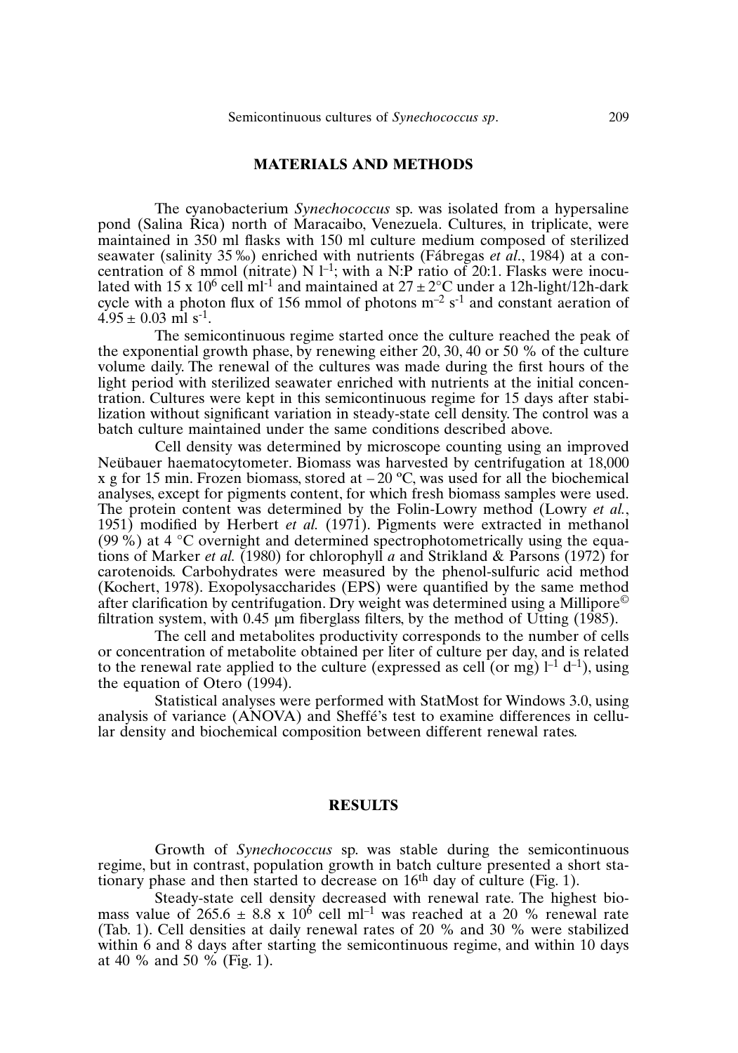## MATERIALS AND METHODS

The cyanobacterium *Synechococcus* sp. was isolated from a hypersaline pond (Salina Rica) north of Maracaibo, Venezuela. Cultures, in triplicate, were maintained in 350 ml flasks with 150 ml culture medium composed of sterilized seawater (salinity 35 ‰) enriched with nutrients (Fábregas *et al*., 1984) at a concentration of 8 mmol (nitrate) N $l^{-1}$; with a N:P ratio of 20:1. Flasks were inoculated with 15 x $10^6$ cell $ml^{-1}$ and maintained at 27 ± 2°C under a 12h-light/12h-dark cycle with a photon flux of 156 mmol of photons $m^{-2}$ $s^{-1}$ and constant aeration of 4.95 ± 0.03 ml $s^{-1}$.

The semicontinuous regime started once the culture reached the peak of the exponential growth phase, by renewing either 20, 30, 40 or 50 % of the culture volume daily. The renewal of the cultures was made during the first hours of the light period with sterilized seawater enriched with nutrients at the initial concentration. Cultures were kept in this semicontinuous regime for 15 days after stabilization without significant variation in steady-state cell density. The control was a batch culture maintained under the same conditions described above.

Cell density was determined by microscope counting using an improved Neübauer haematocytometer. Biomass was harvested by centrifugation at 18,000 x g for 15 min. Frozen biomass, stored at – 20 ºC, was used for all the biochemical analyses, except for pigments content, for which fresh biomass samples were used. The protein content was determined by the Folin-Lowry method (Lowry *et al.*, 1951) modified by Herbert *et al.* (1971). Pigments were extracted in methanol (99 %) at 4 °C overnight and determined spectrophotometrically using the equations of Marker *et al.* (1980) for chlorophyll *a* and Strikland & Parsons (1972) for carotenoids. Carbohydrates were measured by the phenol-sulfuric acid method (Kochert, 1978). Exopolysaccharides (EPS) were quantified by the same method after clarification by centrifugation. Dry weight was determined using a Millipore© filtration system, with 0.45 µm fiberglass filters, by the method of Utting (1985).

The cell and metabolites productivity corresponds to the number of cells or concentration of metabolite obtained per liter of culture per day, and is related to the renewal rate applied to the culture (expressed as cell (or mg) $l^{-1}$ $d^{-1}$), using the equation of Otero (1994).

Statistical analyses were performed with StatMost for Windows 3.0, using analysis of variance (ANOVA) and Sheffé's test to examine differences in cellular density and biochemical composition between different renewal rates.

## RESULTS

Growth of *Synechococcus* sp. was stable during the semicontinuous regime, but in contrast, population growth in batch culture presented a short stationary phase and then started to decrease on 16th day of culture (Fig. 1).

Steady-state cell density decreased with renewal rate. The highest biomass value of 265.6 ± 8.8 x $10^6$ cell $ml^{-1}$ was reached at a 20 % renewal rate (Tab. 1). Cell densities at daily renewal rates of 20 % and 30 % were stabilized within 6 and 8 days after starting the semicontinuous regime, and within 10 days at 40 % and 50 % (Fig. 1).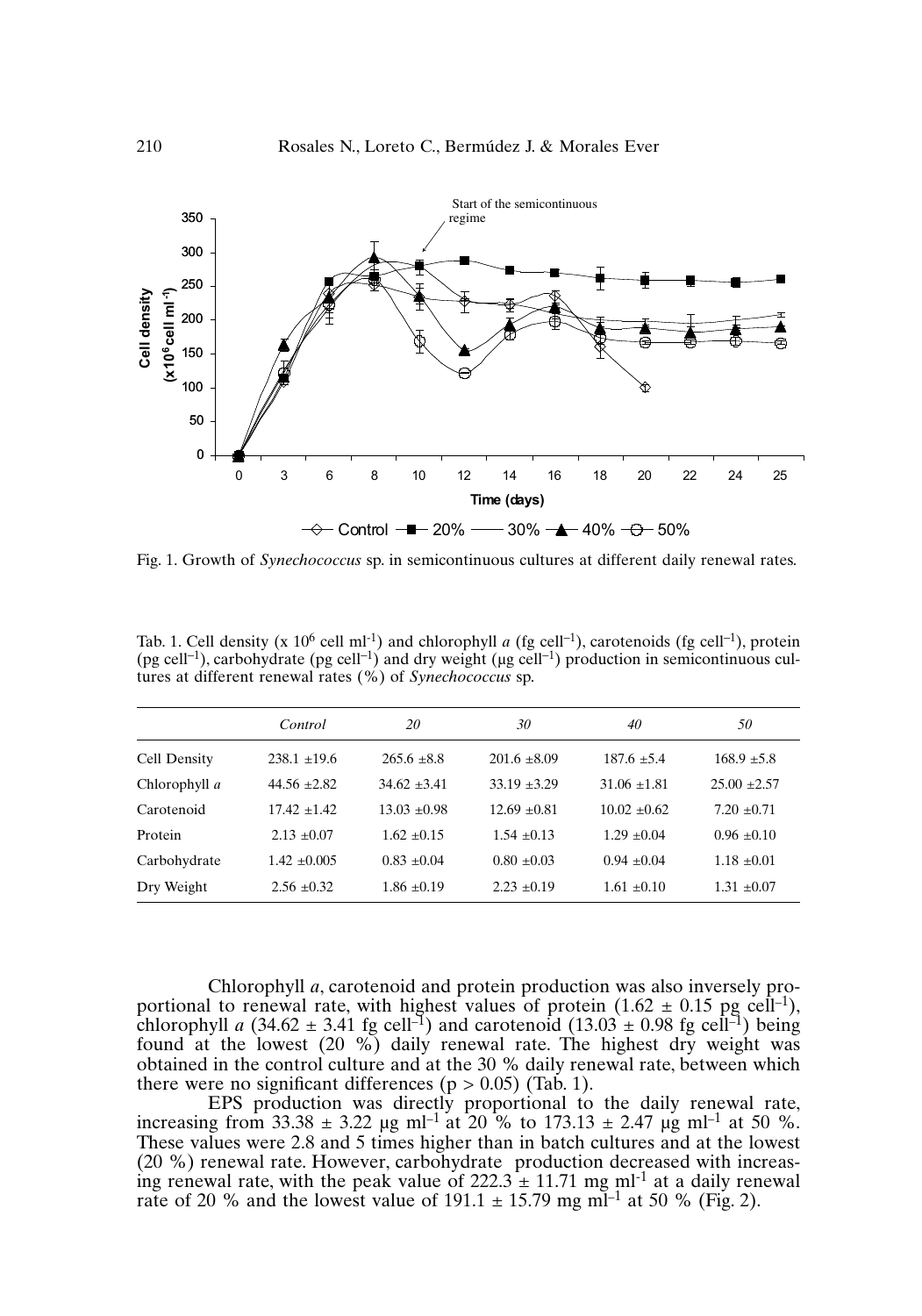Fig. 1. Growth of *Synechococcus* sp. in semicontinuous cultures at different daily renewal rates.

Tab. 1. Cell density (x $10^6$ cell $ml^{-1}$) and chlorophyll *a* (fg $cell^{-1}$), carotenoids (fg $cell^{-1}$), protein (pg $cell^{-1}$), carbohydrate (pg $cell^{-1}$) and dry weight (µg $cell^{-1}$) production in semicontinuous cultures at different renewal rates (%) of *Synechococcus* sp.

| | *Control* | *20* | *30* | *40* | *50* |
|---|---|---|---|---|---|
| Cell Density | 238.1 ±19.6 | 265.6 ±8.8 | 201.6 ±8.09 | 187.6 ±5.4 | 168.9 ±5.8 |
| Chlorophyll *a* | 44.56 ±2.82 | 34.62 ±3.41 | 33.19 ±3.29 | 31.06 ±1.81 | 25.00 ±2.57 |
| Carotenoid | 17.42 ±1.42 | 13.03 ±0.98 | 12.69 ±0.81 | 10.02 ±0.62 | 7.20 ±0.71 |
| Protein | 2.13 ±0.07 | 1.62 ±0.15 | 1.54 ±0.13 | 1.29 ±0.04 | 0.96 ±0.10 |
| Carbohydrate | 1.42 ±0.005 | 0.83 ±0.04 | 0.80 ±0.03 | 0.94 ±0.04 | 1.18 ±0.01 |
| Dry Weight | 2.56 ±0.32 | 1.86 ±0.19 | 2.23 ±0.19 | 1.61 ±0.10 | 1.31 ±0.07 |

Chlorophyll *a*, carotenoid and protein production was also inversely proportional to renewal rate, with highest values of protein (1.62 ± 0.15 pg $cell^{-1}$), chlorophyll *a* (34.62 ± 3.41 fg $cell^{-1}$) and carotenoid (13.03 ± 0.98 fg $cell^{-1}$) being found at the lowest (20 %) daily renewal rate. The highest dry weight was obtained in the control culture and at the 30 % daily renewal rate, between which there were no significant differences ($p > 0.05$) (Tab. 1).

EPS production was directly proportional to the daily renewal rate, increasing from 33.38 ± 3.22 µg $ml^{-1}$ at 20 % to 173.13 ± 2.47 µg $ml^{-1}$ at 50 %. These values were 2.8 and 5 times higher than in batch cultures and at the lowest (20 %) renewal rate. However, carbohydrate production decreased with increasing renewal rate, with the peak value of 222.3 ± 11.71 mg $ml^{-1}$ at a daily renewal rate of 20 % and the lowest value of 191.1 ± 15.79 mg $ml^{-1}$ at 50 % (Fig. 2).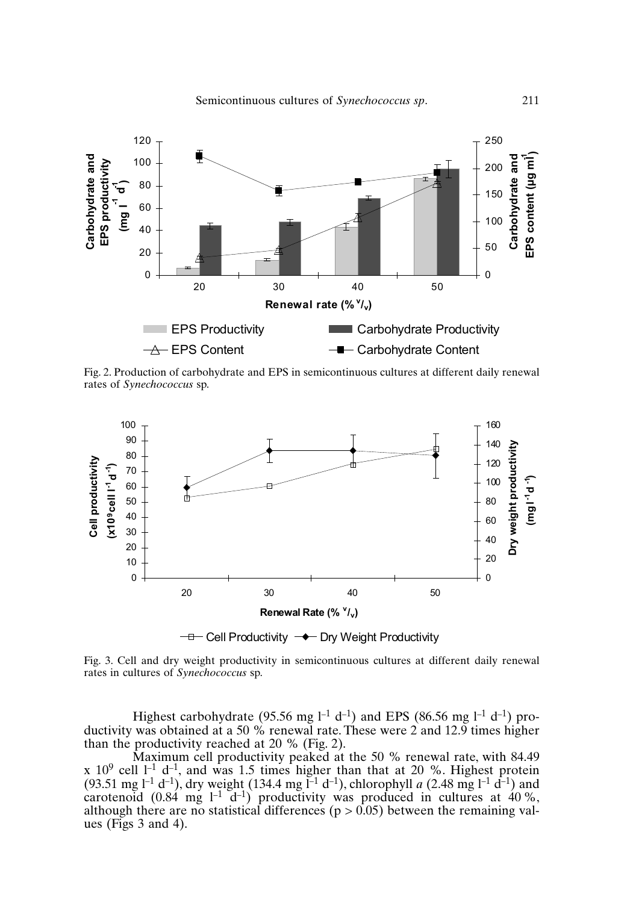Fig. 2. Production of carbohydrate and EPS in semicontinuous cultures at different daily renewal rates of *Synechococcus* sp.

Fig. 3. Cell and dry weight productivity in semicontinuous cultures at different daily renewal rates in cultures of *Synechococcus* sp.

Highest carbohydrate (95.56 mg $l^{-1}$ $d^{-1}$) and EPS (86.56 mg $l^{-1}$ $d^{-1}$) productivity was obtained at a 50 % renewal rate. These were 2 and 12.9 times higher than the productivity reached at 20 % (Fig. 2).

Maximum cell productivity peaked at the 50 % renewal rate, with 84.49 x $10^9$ cell $l^{-1}$ $d^{-1}$, and was 1.5 times higher than that at 20 %. Highest protein (93.51 mg $l^{-1}$ $d^{-1}$), dry weight (134.4 mg $l^{-1}$ $d^{-1}$), chlorophyll *a* (2.48 mg $l^{-1}$ $d^{-1}$) and carotenoid (0.84 mg $l^{-1}$ $d^{-1}$) productivity was produced in cultures at 40 %, although there are no statistical differences ($p > 0.05$) between the remaining values (Figs 3 and 4).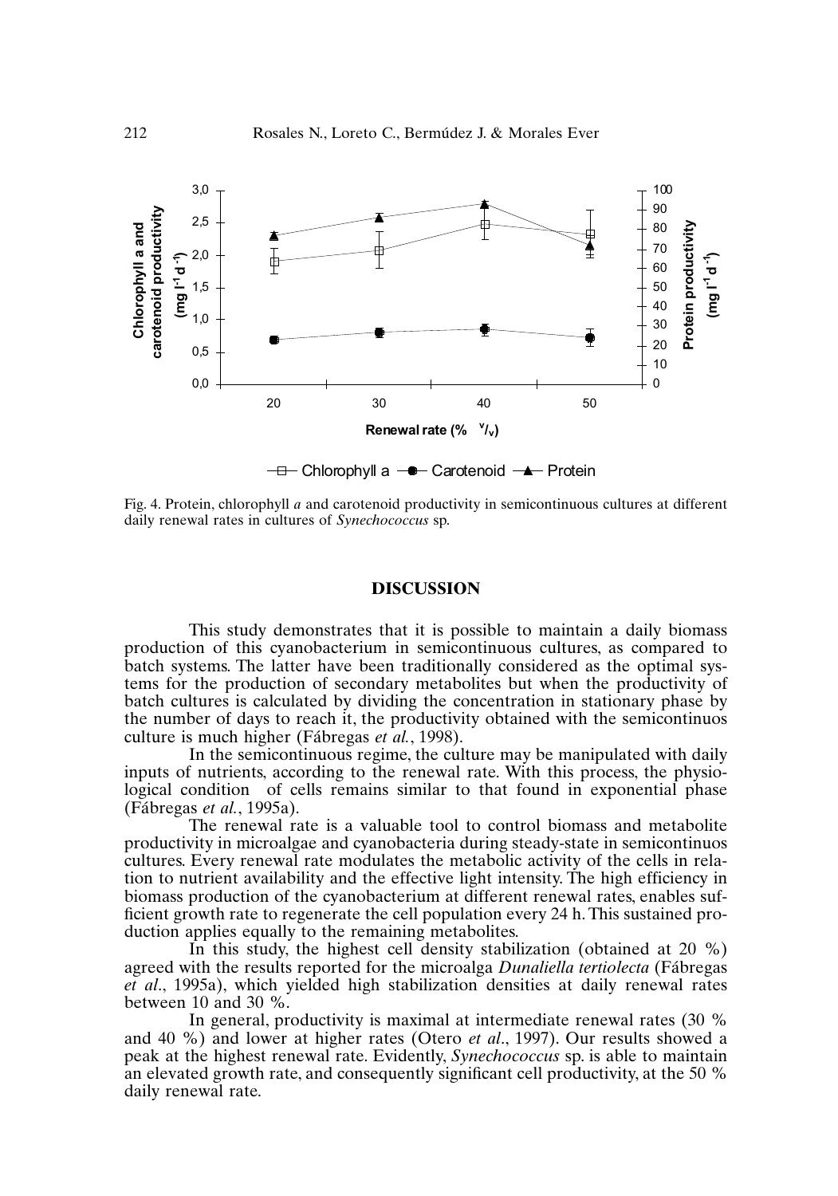Fig. 4. Protein, chlorophyll *a* and carotenoid productivity in semicontinuous cultures at different daily renewal rates in cultures of *Synechococcus* sp.

## DISCUSSION

This study demonstrates that it is possible to maintain a daily biomass production of this cyanobacterium in semicontinuous cultures, as compared to batch systems. The latter have been traditionally considered as the optimal systems for the production of secondary metabolites but when the productivity of batch cultures is calculated by dividing the concentration in stationary phase by the number of days to reach it, the productivity obtained with the semicontinuos culture is much higher (Fábregas *et al.*, 1998).

In the semicontinuous regime, the culture may be manipulated with daily inputs of nutrients, according to the renewal rate. With this process, the physiological condition of cells remains similar to that found in exponential phase (Fábregas *et al.*, 1995a).

The renewal rate is a valuable tool to control biomass and metabolite productivity in microalgae and cyanobacteria during steady-state in semicontinuos cultures. Every renewal rate modulates the metabolic activity of the cells in relation to nutrient availability and the effective light intensity. The high efficiency in biomass production of the cyanobacterium at different renewal rates, enables sufficient growth rate to regenerate the cell population every 24 h. This sustained production applies equally to the remaining metabolites.

In this study, the highest cell density stabilization (obtained at 20 %) agreed with the results reported for the microalga *Dunaliella tertiolecta* (Fábregas *et al*., 1995a), which yielded high stabilization densities at daily renewal rates between 10 and 30 %.

In general, productivity is maximal at intermediate renewal rates (30 % and 40 %) and lower at higher rates (Otero *et al*., 1997). Our results showed a peak at the highest renewal rate. Evidently, *Synechococcus* sp. is able to maintain an elevated growth rate, and consequently significant cell productivity, at the 50 % daily renewal rate.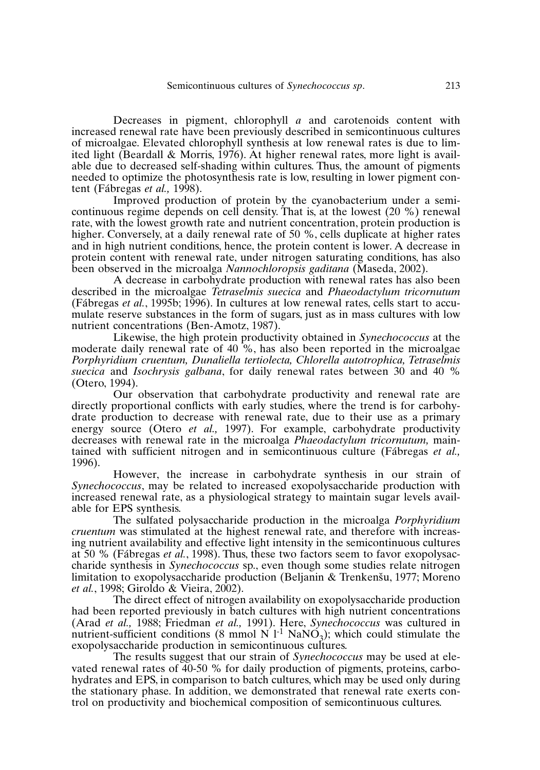Decreases in pigment, chlorophyll *a* and carotenoids content with increased renewal rate have been previously described in semicontinuous cultures of microalgae. Elevated chlorophyll synthesis at low renewal rates is due to limited light (Beardall & Morris, 1976). At higher renewal rates, more light is available due to decreased self-shading within cultures. Thus, the amount of pigments needed to optimize the photosynthesis rate is low, resulting in lower pigment content (Fábregas *et al.,* 1998).

Improved production of protein by the cyanobacterium under a semicontinuous regime depends on cell density. That is, at the lowest (20 %) renewal rate, with the lowest growth rate and nutrient concentration, protein production is higher. Conversely, at a daily renewal rate of 50 %, cells duplicate at higher rates and in high nutrient conditions, hence, the protein content is lower. A decrease in protein content with renewal rate, under nitrogen saturating conditions, has also been observed in the microalga *Nannochloropsis gaditana* (Maseda, 2002).

A decrease in carbohydrate production with renewal rates has also been described in the microalgae *Tetraselmis suecica* and *Phaeodactylum tricornutum* (Fábregas *et al.*, 1995b; 1996). In cultures at low renewal rates, cells start to accumulate reserve substances in the form of sugars, just as in mass cultures with low nutrient concentrations (Ben-Amotz, 1987).

Likewise, the high protein productivity obtained in *Synechococcus* at the moderate daily renewal rate of 40 %, has also been reported in the microalgae *Porphyridium cruentum, Dunaliella tertiolecta, Chlorella autotrophica, Tetraselmis suecica* and *Isochrysis galbana*, for daily renewal rates between 30 and 40 % (Otero, 1994).

Our observation that carbohydrate productivity and renewal rate are directly proportional conflicts with early studies, where the trend is for carbohydrate production to decrease with renewal rate, due to their use as a primary energy source (Otero *et al.,* 1997). For example, carbohydrate productivity decreases with renewal rate in the microalga *Phaeodactylum tricornutum,* maintained with sufficient nitrogen and in semicontinuous culture (Fábregas *et al.,* 1996).

However, the increase in carbohydrate synthesis in our strain of *Synechococcus*, may be related to increased exopolysaccharide production with increased renewal rate, as a physiological strategy to maintain sugar levels available for EPS synthesis.

The sulfated polysaccharide production in the microalga *Porphyridium cruentum* was stimulated at the highest renewal rate, and therefore with increasing nutrient availability and effective light intensity in the semicontinuous cultures at 50 % (Fábregas *et al.*, 1998). Thus, these two factors seem to favor exopolysaccharide synthesis in *Synechococcus* sp., even though some studies relate nitrogen limitation to exopolysaccharide production (Beljanin & Trenkenšu, 1977; Moreno *et al.*, 1998; Giroldo & Vieira, 2002).

The direct effect of nitrogen availability on exopolysaccharide production had been reported previously in batch cultures with high nutrient concentrations (Arad *et al.,* 1988; Friedman *et al.,* 1991). Here, *Synechococcus* was cultured in nutrient-sufficient conditions (8 mmol N $l^{-1}$ $NaNO_3$); which could stimulate the exopolysaccharide production in semicontinuous cultures.

The results suggest that our strain of *Synechococcus* may be used at elevated renewal rates of 40-50 % for daily production of pigments, proteins, carbohydrates and EPS, in comparison to batch cultures, which may be used only during the stationary phase. In addition, we demonstrated that renewal rate exerts control on productivity and biochemical composition of semicontinuous cultures.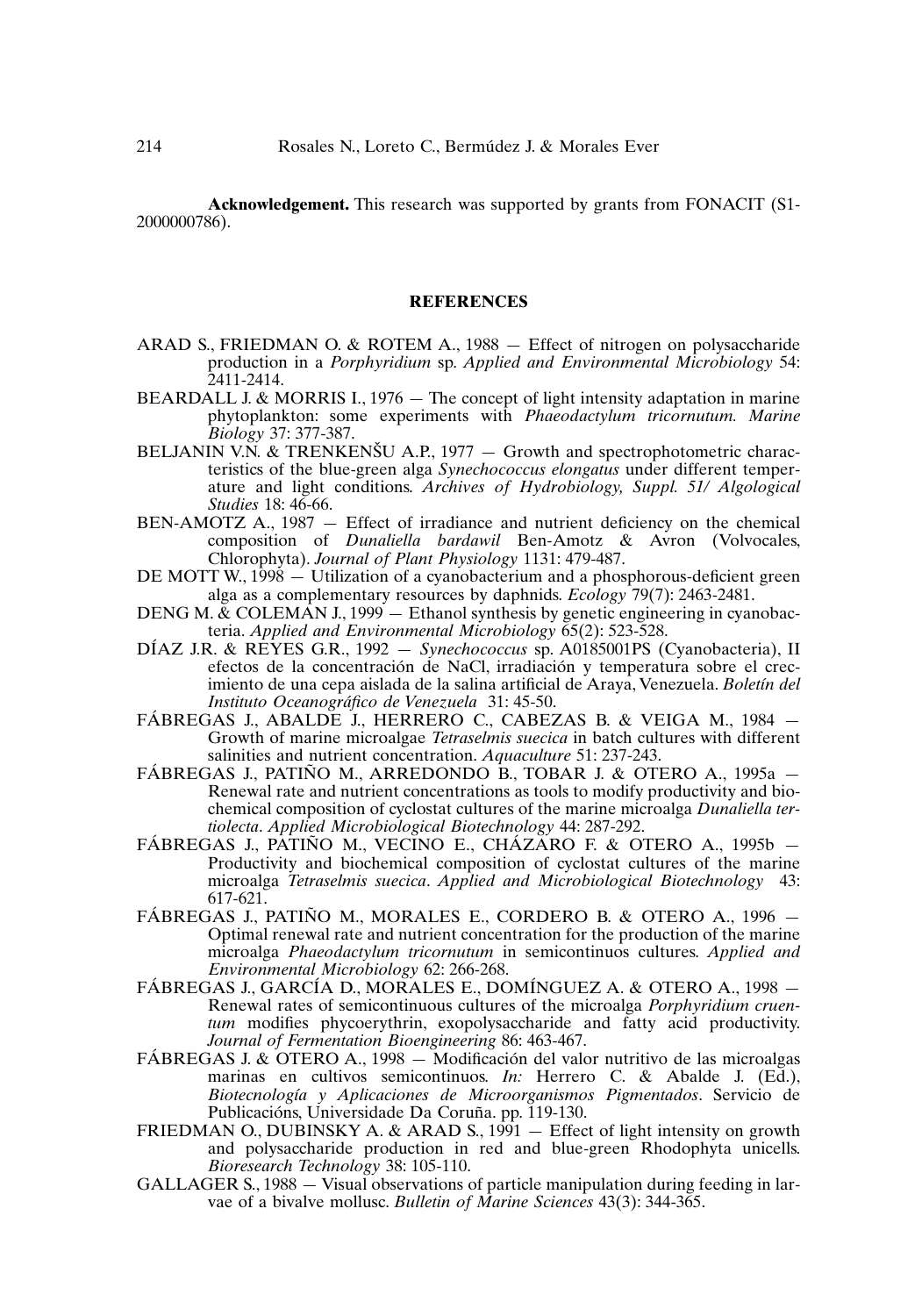**Acknowledgement.** This research was supported by grants from FONACIT (S1-2000000786).

## REFERENCES

ARAD S., FRIEDMAN O. & ROTEM A., 1988 — Effect of nitrogen on polysaccharide production in a *Porphyridium* sp. *Applied and Environmental Microbiology* 54: 2411-2414.

BEARDALL J. & MORRIS I., 1976 — The concept of light intensity adaptation in marine phytoplankton: some experiments with *Phaeodactylum tricornutum*. *Marine Biology* 37: 377-387.

BELJANIN V.N. & TRENKENŠU A.P., 1977 — Growth and spectrophotometric characteristics of the blue-green alga *Synechococcus elongatus* under different temperature and light conditions. *Archives of Hydrobiology, Suppl. 51/ Algological Studies* 18: 46-66.

BEN-AMOTZ A., 1987 — Effect of irradiance and nutrient deficiency on the chemical composition of *Dunaliella bardawil* Ben-Amotz & Avron (Volvocales, Chlorophyta). *Journal of Plant Physiology* 1131: 479-487.

DE MOTT W., 1998 — Utilization of a cyanobacterium and a phosphorous-deficient green alga as a complementary resources by daphnids. *Ecology* 79(7): 2463-2481.

DENG M. & COLEMAN J., 1999 — Ethanol synthesis by genetic engineering in cyanobacteria. *Applied and Environmental Microbiology* 65(2): 523-528.

DÍAZ J.R. & REYES G.R., 1992 — *Synechococcus* sp. A0185001PS (Cyanobacteria), II efectos de la concentración de NaCl, irradiación y temperatura sobre el crecimiento de una cepa aislada de la salina artificial de Araya, Venezuela. *Boletín del Instituto Oceanográfico de Venezuela* 31: 45-50.

FÁBREGAS J., ABALDE J., HERRERO C., CABEZAS B. & VEIGA M., 1984 — Growth of marine microalgae *Tetraselmis suecica* in batch cultures with different salinities and nutrient concentration. *Aquaculture* 51: 237-243.

FÁBREGAS J., PATIÑO M., ARREDONDO B., TOBAR J. & OTERO A., 1995a — Renewal rate and nutrient concentrations as tools to modify productivity and biochemical composition of cyclostat cultures of the marine microalga *Dunaliella tertiolecta*. *Applied Microbiological Biotechnology* 44: 287-292.

FÁBREGAS J., PATIÑO M., VECINO E., CHÁZARO F. & OTERO A., 1995b — Productivity and biochemical composition of cyclostat cultures of the marine microalga *Tetraselmis suecica*. *Applied and Microbiological Biotechnology* 43: 617-621.

FÁBREGAS J., PATIÑO M., MORALES E., CORDERO B. & OTERO A., 1996 — Optimal renewal rate and nutrient concentration for the production of the marine microalga *Phaeodactylum tricornutum* in semicontinuos cultures. *Applied and Environmental Microbiology* 62: 266-268.

FÁBREGAS J., GARCÍA D., MORALES E., DOMÍNGUEZ A. & OTERO A., 1998 — Renewal rates of semicontinuous cultures of the microalga *Porphyridium cruentum* modifies phycoerythrin, exopolysaccharide and fatty acid productivity. *Journal of Fermentation Bioengineering* 86: 463-467.

FÁBREGAS J. & OTERO A., 1998 — Modificación del valor nutritivo de las microalgas marinas en cultivos semicontinuos. *In:* Herrero C. & Abalde J. (Ed.), *Biotecnología y Aplicaciones de Microorganismos Pigmentados*. Servicio de Publicacións, Universidade Da Coruña. pp. 119-130.

FRIEDMAN O., DUBINSKY A. & ARAD S., 1991 — Effect of light intensity on growth and polysaccharide production in red and blue-green Rhodophyta unicells. *Bioresearch Technology* 38: 105-110.

GALLAGER S., 1988 — Visual observations of particle manipulation during feeding in larvae of a bivalve mollusc. *Bulletin of Marine Sciences* 43(3): 344-365.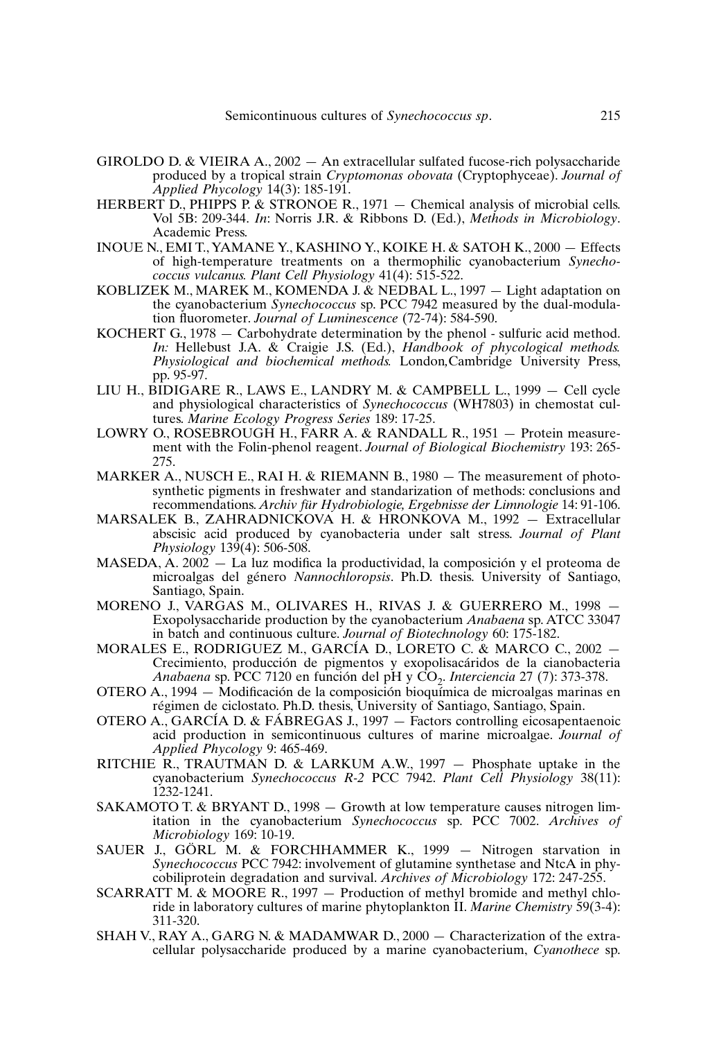GIROLDO D. & VIEIRA A., 2002 — An extracellular sulfated fucose-rich polysaccharide produced by a tropical strain *Cryptomonas obovata* (Cryptophyceae). *Journal of Applied Phycology* 14(3): 185-191.

HERBERT D., PHIPPS P. & STRONOE R., 1971 — Chemical analysis of microbial cells. Vol 5B: 209-344. *In*: Norris J.R. & Ribbons D. (Ed.), *Methods in Microbiology*. Academic Press.

INOUE N., EMI T., YAMANE Y., KASHINO Y., KOIKE H. & SATOH K., 2000 — Effects of high-temperature treatments on a thermophilic cyanobacterium *Synechococcus vulcanus. Plant Cell Physiology* 41(4): 515-522.

KOBLIZEK M., MAREK M., KOMENDA J. & NEDBAL L., 1997 — Light adaptation on the cyanobacterium *Synechococcus* sp. PCC 7942 measured by the dual-modulation fluorometer. *Journal of Luminescence* (72-74): 584-590.

KOCHERT G., 1978 — Carbohydrate determination by the phenol - sulfuric acid method. *In:* Hellebust J.A. & Craigie J.S. (Ed.), *Handbook of phycological methods. Physiological and biochemical methods.* London,Cambridge University Press, pp. 95-97.

LIU H., BIDIGARE R., LAWS E., LANDRY M. & CAMPBELL L., 1999 — Cell cycle and physiological characteristics of *Synechococcus* (WH7803) in chemostat cultures. *Marine Ecology Progress Series* 189: 17-25.

LOWRY O., ROSEBROUGH H., FARR A. & RANDALL R., 1951 — Protein measurement with the Folin-phenol reagent. *Journal of Biological Biochemistry* 193: 265-275.

MARKER A., NUSCH E., RAI H. & RIEMANN B., 1980 — The measurement of photosynthetic pigments in freshwater and standarization of methods: conclusions and recommendations. *Archiv für Hydrobiologie, Ergebnisse der Limnologie* 14: 91-106.

MARSALEK B., ZAHRADNICKOVA H. & HRONKOVA M., 1992 — Extracellular abscisic acid produced by cyanobacteria under salt stress. *Journal of Plant Physiology* 139(4): 506-508.

MASEDA, A. 2002 — La luz modifica la productividad, la composición y el proteoma de microalgas del género *Nannochloropsis*. Ph.D. thesis. University of Santiago, Santiago, Spain.

MORENO J., VARGAS M., OLIVARES H., RIVAS J. & GUERRERO M., 1998 — Exopolysaccharide production by the cyanobacterium *Anabaena* sp. ATCC 33047 in batch and continuous culture. *Journal of Biotechnology* 60: 175-182.

MORALES E., RODRIGUEZ M., GARCÍA D., LORETO C. & MARCO C., 2002 — Crecimiento, producción de pigmentos y exopolisacáridos de la cianobacteria *Anabaena* sp. PCC 7120 en función del pH y $CO_2$. *Interciencia* 27 (7): 373-378.

OTERO A., 1994 — Modificación de la composición bioquímica de microalgas marinas en régimen de ciclostato. Ph.D. thesis, University of Santiago, Santiago, Spain.

OTERO A., GARCÍA D. & FÁBREGAS J., 1997 — Factors controlling eicosapentaenoic acid production in semicontinuous cultures of marine microalgae. *Journal of Applied Phycology* 9: 465-469.

RITCHIE R., TRAUTMAN D. & LARKUM A.W., 1997 — Phosphate uptake in the cyanobacterium *Synechococcus R-2* PCC 7942. *Plant Cell Physiology* 38(11): 1232-1241.

SAKAMOTO T. & BRYANT D., 1998 — Growth at low temperature causes nitrogen limitation in the cyanobacterium *Synechococcus* sp. PCC 7002. *Archives of Microbiology* 169: 10-19.

SAUER J., GÖRL M. & FORCHHAMMER K., 1999 — Nitrogen starvation in *Synechococcus* PCC 7942: involvement of glutamine synthetase and NtcA in phycobiliprotein degradation and survival. *Archives of Microbiology* 172: 247-255.

SCARRATT M. & MOORE R., 1997 — Production of methyl bromide and methyl chloride in laboratory cultures of marine phytoplankton II. *Marine Chemistry* 59(3-4): 311-320.

SHAH V., RAY A., GARG N. & MADAMWAR D., 2000 — Characterization of the extracellular polysaccharide produced by a marine cyanobacterium, *Cyanothece* sp.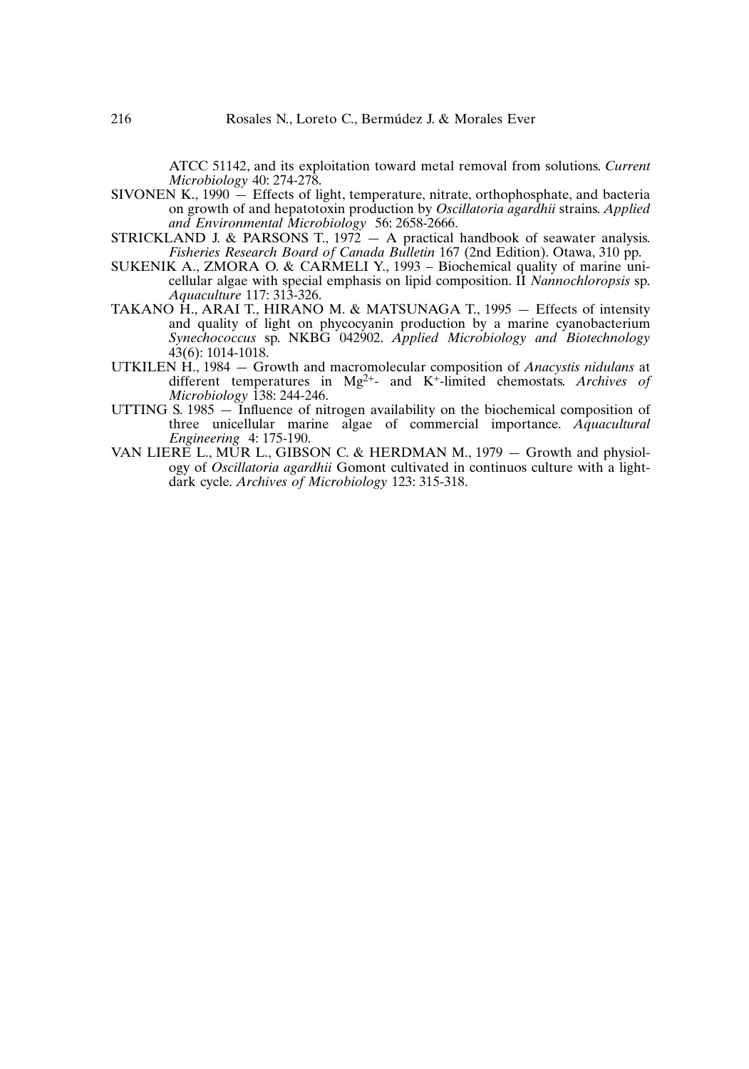ATCC 51142, and its exploitation toward metal removal from solutions. *Current Microbiology* 40: 274-278.

SIVONEN K., 1990 — Effects of light, temperature, nitrate, orthophosphate, and bacteria on growth of and hepatotoxin production by *Oscillatoria agardhii* strains. *Applied and Environmental Microbiology* 56: 2658-2666.

STRICKLAND J. & PARSONS T., 1972 — A practical handbook of seawater analysis. *Fisheries Research Board of Canada Bulletin* 167 (2nd Edition). Otawa, 310 pp.

SUKENIK A., ZMORA O. & CARMELI Y., 1993 – Biochemical quality of marine unicellular algae with special emphasis on lipid composition. II *Nannochloropsis* sp. *Aquaculture* 117: 313-326.

TAKANO H., ARAI T., HIRANO M. & MATSUNAGA T., 1995 — Effects of intensity and quality of light on phycocyanin production by a marine cyanobacterium *Synechococcus* sp. NKBG 042902. *Applied Microbiology and Biotechnology* 43(6): 1014-1018.

UTKILEN H., 1984 — Growth and macromolecular composition of *Anacystis nidulans* at different temperatures in $Mg^{2+}$- and $K^{+}$-limited chemostats. *Archives of Microbiology* 138: 244-246.

UTTING S. 1985 — Influence of nitrogen availability on the biochemical composition of three unicellular marine algae of commercial importance. *Aquacultural Engineering* 4: 175-190.

VAN LIERE L., MUR L., GIBSON C. & HERDMAN M., 1979 — Growth and physiology of *Oscillatoria agardhii* Gomont cultivated in continuos culture with a light-dark cycle. *Archives of Microbiology* 123: 315-318.